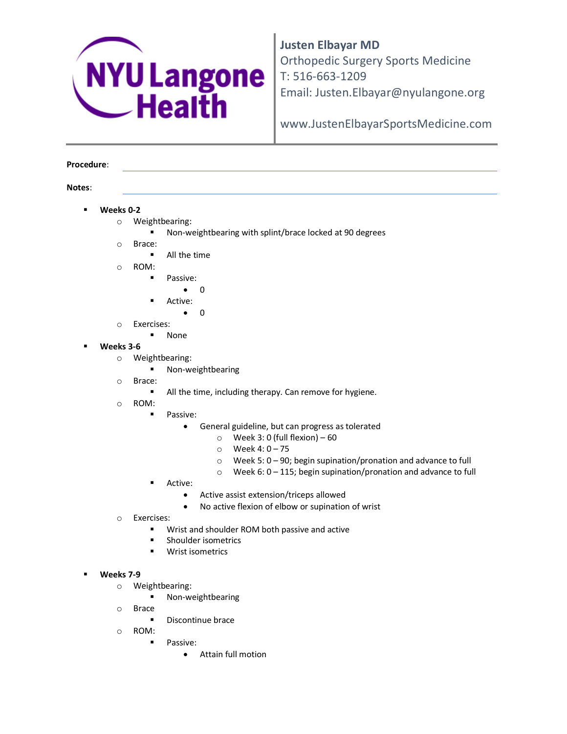**Justen Elbayar MD**
Orthopedic Surgery Sports Medicine
T: 516-663-1209
Email: Justen.Elbayar@nyulangone.org

www.JustenElbayarSportsMedicine.com

**Procedure**:

**Notes**:

- **Weeks 0-2**
  - Weightbearing:
    - Non-weightbearing with splint/brace locked at 90 degrees
  - Brace:
    - All the time
  - ROM:
    - Passive:
      - 0
    - Active:
      - 0
  - Exercises:
    - None
- **Weeks 3-6**
  - Weightbearing:
    - Non-weightbearing
  - Brace:
    - All the time, including therapy. Can remove for hygiene.
  - ROM:
    - Passive:
      - General guideline, but can progress as tolerated
        - Week 3: 0 (full flexion) – 60
        - Week 4: 0 – 75
        - Week 5: 0 – 90; begin supination/pronation and advance to full
        - Week 6: 0 – 115; begin supination/pronation and advance to full
    - Active:
      - Active assist extension/triceps allowed
      - No active flexion of elbow or supination of wrist
  - Exercises:
    - Wrist and shoulder ROM both passive and active
    - Shoulder isometrics
    - Wrist isometrics
- **Weeks 7-9**
  - Weightbearing:
    - Non-weightbearing
  - Brace
    - Discontinue brace
  - ROM:
    - Passive:
      - Attain full motion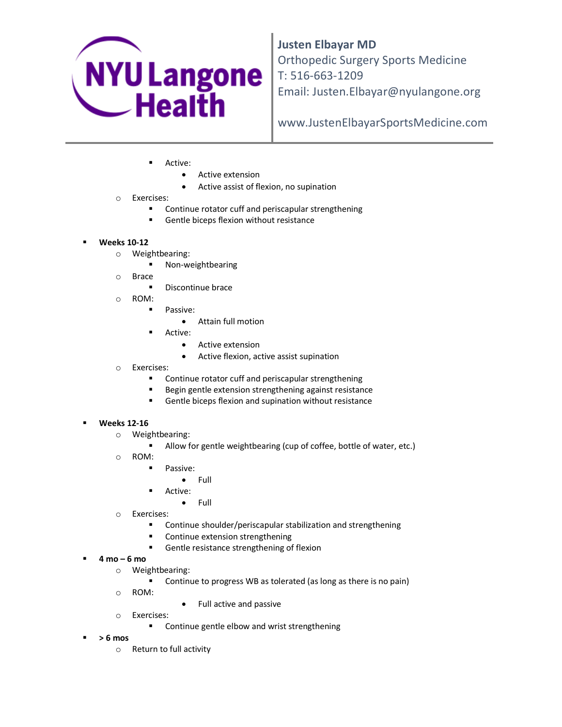- Active:
  - Active extension
  - Active assist of flexion, no supination
- Exercises:
  - Continue rotator cuff and periscapular strengthening
  - Gentle biceps flexion without resistance

- **Weeks 10-12**
  - Weightbearing:
    - Non-weightbearing
  - Brace
    - Discontinue brace
  - ROM:
    - Passive:
      - Attain full motion
    - Active:
      - Active extension
      - Active flexion, active assist supination
  - Exercises:
    - Continue rotator cuff and periscapular strengthening
    - Begin gentle extension strengthening against resistance
    - Gentle biceps flexion and supination without resistance

- **Weeks 12-16**
  - Weightbearing:
    - Allow for gentle weightbearing (cup of coffee, bottle of water, etc.)
  - ROM:
    - Passive:
      - Full
    - Active:
      - Full
  - Exercises:
    - Continue shoulder/periscapular stabilization and strengthening
    - Continue extension strengthening
    - Gentle resistance strengthening of flexion
- **4 mo – 6 mo**
  - Weightbearing:
    - Continue to progress WB as tolerated (as long as there is no pain)
  - ROM:
    - Full active and passive
  - Exercises:
    - Continue gentle elbow and wrist strengthening
- **> 6 mos**
  - Return to full activity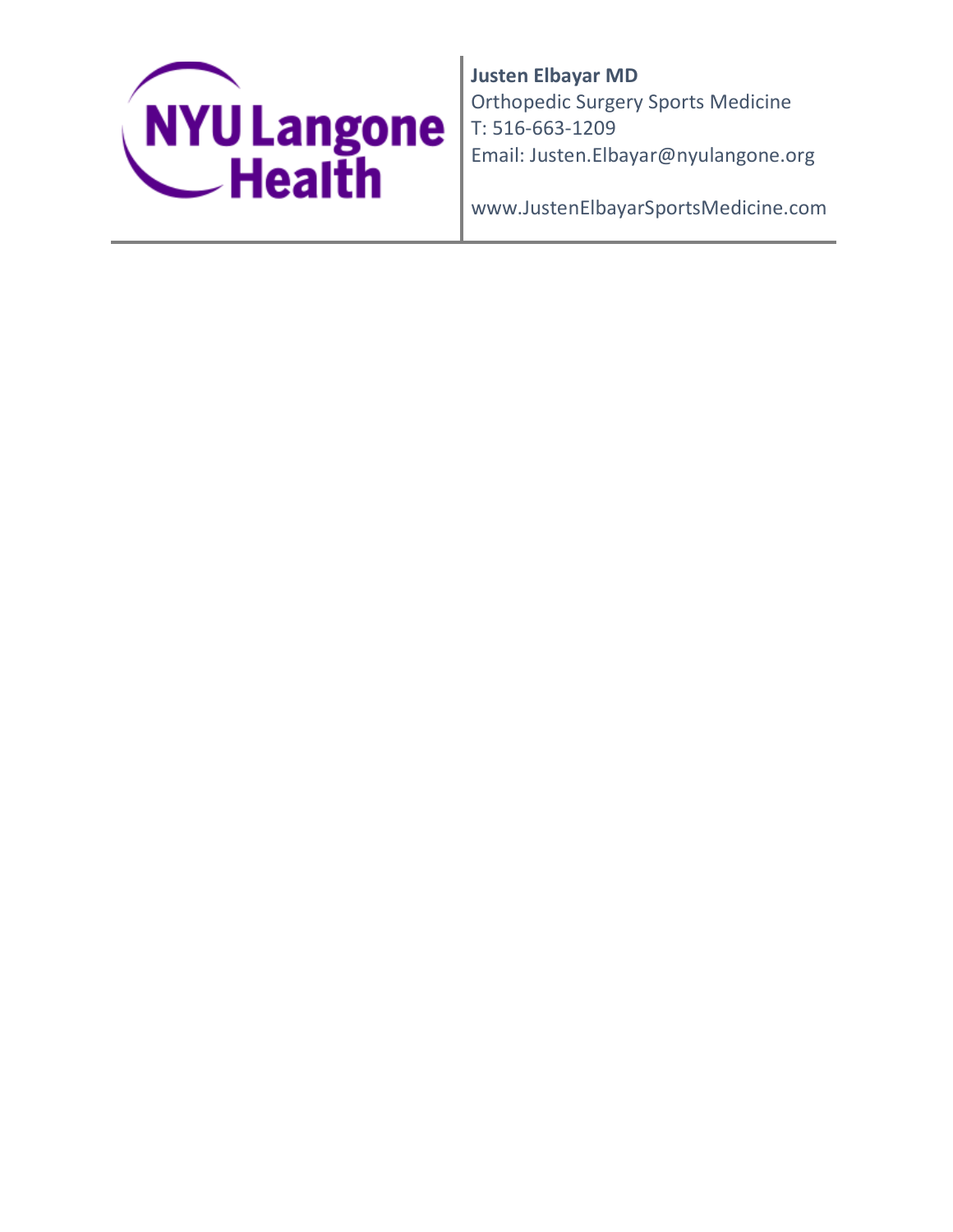NYU Langone Health

**Justen Elbayar MD**
Orthopedic Surgery Sports Medicine
T: 516-663-1209
Email: Justen.Elbayar@nyulangone.org

www.JustenElbayarSportsMedicine.com